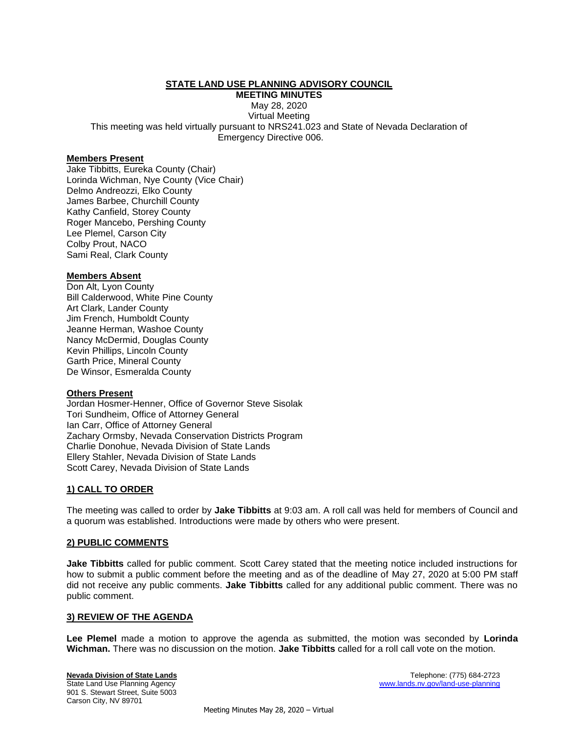# STATE LAND USE PLANNING ADVISORY COUNCIL

**MEETING MINUTES**

May 28, 2020
Virtual Meeting
This meeting was held virtually pursuant to NRS241.023 and State of Nevada Declaration of Emergency Directive 006.

**Members Present**

Jake Tibbitts, Eureka County (Chair)
Lorinda Wichman, Nye County (Vice Chair)
Delmo Andreozzi, Elko County
James Barbee, Churchill County
Kathy Canfield, Storey County
Roger Mancebo, Pershing County
Lee Plemel, Carson City
Colby Prout, NACO
Sami Real, Clark County

**Members Absent**

Don Alt, Lyon County
Bill Calderwood, White Pine County
Art Clark, Lander County
Jim French, Humboldt County
Jeanne Herman, Washoe County
Nancy McDermid, Douglas County
Kevin Phillips, Lincoln County
Garth Price, Mineral County
De Winsor, Esmeralda County

**Others Present**

Jordan Hosmer-Henner, Office of Governor Steve Sisolak
Tori Sundheim, Office of Attorney General
Ian Carr, Office of Attorney General
Zachary Ormsby, Nevada Conservation Districts Program
Charlie Donohue, Nevada Division of State Lands
Ellery Stahler, Nevada Division of State Lands
Scott Carey, Nevada Division of State Lands

## 1) CALL TO ORDER

The meeting was called to order by **Jake Tibbitts** at 9:03 am. A roll call was held for members of Council and a quorum was established. Introductions were made by others who were present.

## 2) PUBLIC COMMENTS

**Jake Tibbitts** called for public comment. Scott Carey stated that the meeting notice included instructions for how to submit a public comment before the meeting and as of the deadline of May 27, 2020 at 5:00 PM staff did not receive any public comments. **Jake Tibbitts** called for any additional public comment. There was no public comment.

## 3) REVIEW OF THE AGENDA

**Lee Plemel** made a motion to approve the agenda as submitted, the motion was seconded by **Lorinda Wichman.** There was no discussion on the motion. **Jake Tibbitts** called for a roll call vote on the motion.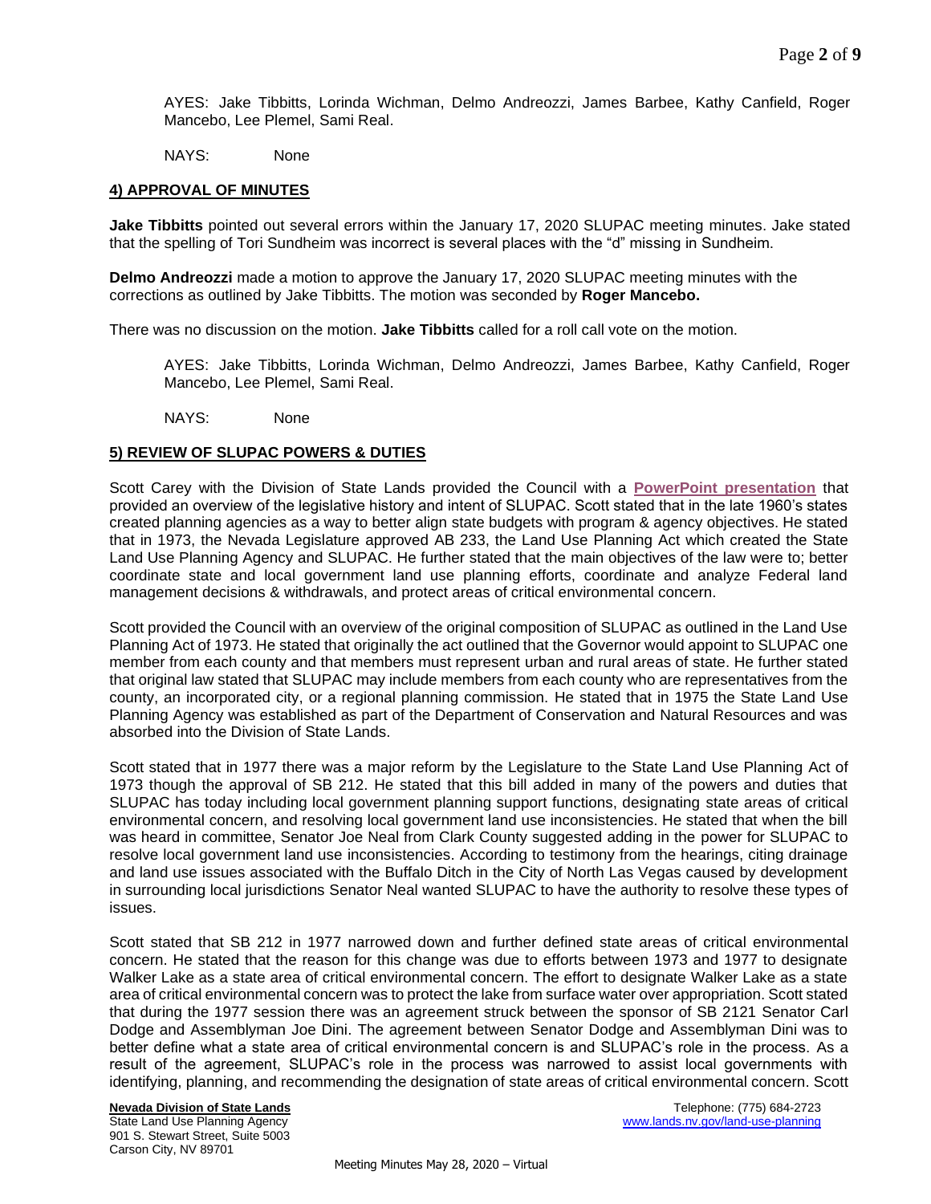AYES: Jake Tibbitts, Lorinda Wichman, Delmo Andreozzi, James Barbee, Kathy Canfield, Roger Mancebo, Lee Plemel, Sami Real.

NAYS: None

## 4) APPROVAL OF MINUTES

**Jake Tibbitts** pointed out several errors within the January 17, 2020 SLUPAC meeting minutes. Jake stated that the spelling of Tori Sundheim was incorrect is several places with the "d" missing in Sundheim.

**Delmo Andreozzi** made a motion to approve the January 17, 2020 SLUPAC meeting minutes with the corrections as outlined by Jake Tibbitts. The motion was seconded by **Roger Mancebo.**

There was no discussion on the motion. **Jake Tibbitts** called for a roll call vote on the motion.

AYES: Jake Tibbitts, Lorinda Wichman, Delmo Andreozzi, James Barbee, Kathy Canfield, Roger Mancebo, Lee Plemel, Sami Real.

NAYS: None

## 5) REVIEW OF SLUPAC POWERS & DUTIES

Scott Carey with the Division of State Lands provided the Council with a **PowerPoint presentation** that provided an overview of the legislative history and intent of SLUPAC. Scott stated that in the late 1960's states created planning agencies as a way to better align state budgets with program & agency objectives. He stated that in 1973, the Nevada Legislature approved AB 233, the Land Use Planning Act which created the State Land Use Planning Agency and SLUPAC. He further stated that the main objectives of the law were to; better coordinate state and local government land use planning efforts, coordinate and analyze Federal land management decisions & withdrawals, and protect areas of critical environmental concern.

Scott provided the Council with an overview of the original composition of SLUPAC as outlined in the Land Use Planning Act of 1973. He stated that originally the act outlined that the Governor would appoint to SLUPAC one member from each county and that members must represent urban and rural areas of state. He further stated that original law stated that SLUPAC may include members from each county who are representatives from the county, an incorporated city, or a regional planning commission. He stated that in 1975 the State Land Use Planning Agency was established as part of the Department of Conservation and Natural Resources and was absorbed into the Division of State Lands.

Scott stated that in 1977 there was a major reform by the Legislature to the State Land Use Planning Act of 1973 though the approval of SB 212. He stated that this bill added in many of the powers and duties that SLUPAC has today including local government planning support functions, designating state areas of critical environmental concern, and resolving local government land use inconsistencies. He stated that when the bill was heard in committee, Senator Joe Neal from Clark County suggested adding in the power for SLUPAC to resolve local government land use inconsistencies. According to testimony from the hearings, citing drainage and land use issues associated with the Buffalo Ditch in the City of North Las Vegas caused by development in surrounding local jurisdictions Senator Neal wanted SLUPAC to have the authority to resolve these types of issues.

Scott stated that SB 212 in 1977 narrowed down and further defined state areas of critical environmental concern. He stated that the reason for this change was due to efforts between 1973 and 1977 to designate Walker Lake as a state area of critical environmental concern. The effort to designate Walker Lake as a state area of critical environmental concern was to protect the lake from surface water over appropriation. Scott stated that during the 1977 session there was an agreement struck between the sponsor of SB 2121 Senator Carl Dodge and Assemblyman Joe Dini. The agreement between Senator Dodge and Assemblyman Dini was to better define what a state area of critical environmental concern is and SLUPAC's role in the process. As a result of the agreement, SLUPAC's role in the process was narrowed to assist local governments with identifying, planning, and recommending the designation of state areas of critical environmental concern. Scott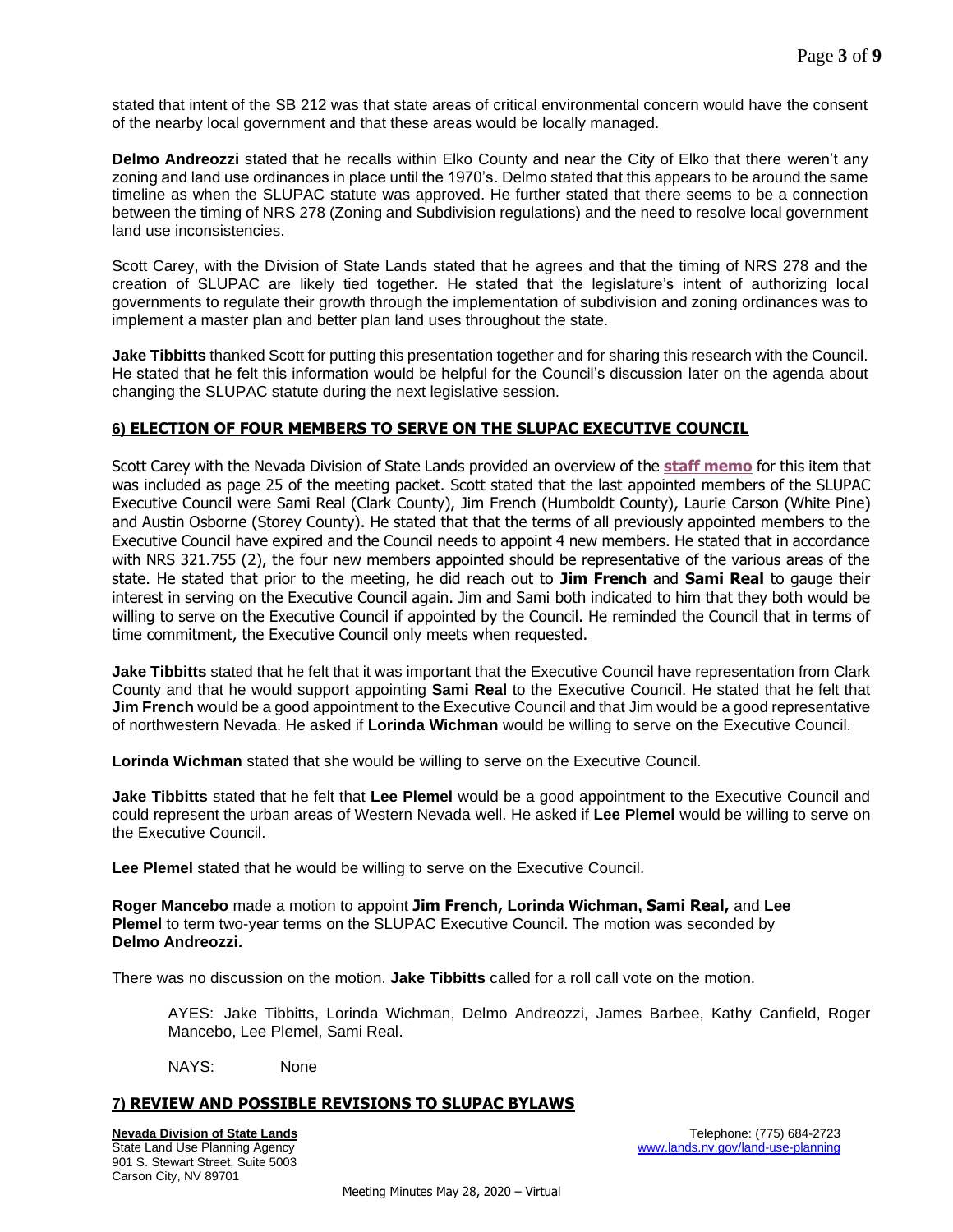stated that intent of the SB 212 was that state areas of critical environmental concern would have the consent of the nearby local government and that these areas would be locally managed.

**Delmo Andreozzi** stated that he recalls within Elko County and near the City of Elko that there weren't any zoning and land use ordinances in place until the 1970's. Delmo stated that this appears to be around the same timeline as when the SLUPAC statute was approved. He further stated that there seems to be a connection between the timing of NRS 278 (Zoning and Subdivision regulations) and the need to resolve local government land use inconsistencies.

Scott Carey, with the Division of State Lands stated that he agrees and that the timing of NRS 278 and the creation of SLUPAC are likely tied together. He stated that the legislature's intent of authorizing local governments to regulate their growth through the implementation of subdivision and zoning ordinances was to implement a master plan and better plan land uses throughout the state.

**Jake Tibbitts** thanked Scott for putting this presentation together and for sharing this research with the Council. He stated that he felt this information would be helpful for the Council's discussion later on the agenda about changing the SLUPAC statute during the next legislative session.

## 6) ELECTION OF FOUR MEMBERS TO SERVE ON THE SLUPAC EXECUTIVE COUNCIL

Scott Carey with the Nevada Division of State Lands provided an overview of the **staff memo** for this item that was included as page 25 of the meeting packet. Scott stated that the last appointed members of the SLUPAC Executive Council were Sami Real (Clark County), Jim French (Humboldt County), Laurie Carson (White Pine) and Austin Osborne (Storey County). He stated that that the terms of all previously appointed members to the Executive Council have expired and the Council needs to appoint 4 new members. He stated that in accordance with NRS 321.755 (2), the four new members appointed should be representative of the various areas of the state. He stated that prior to the meeting, he did reach out to **Jim French** and **Sami Real** to gauge their interest in serving on the Executive Council again. Jim and Sami both indicated to him that they both would be willing to serve on the Executive Council if appointed by the Council. He reminded the Council that in terms of time commitment, the Executive Council only meets when requested.

**Jake Tibbitts** stated that he felt that it was important that the Executive Council have representation from Clark County and that he would support appointing **Sami Real** to the Executive Council. He stated that he felt that **Jim French** would be a good appointment to the Executive Council and that Jim would be a good representative of northwestern Nevada. He asked if **Lorinda Wichman** would be willing to serve on the Executive Council.

**Lorinda Wichman** stated that she would be willing to serve on the Executive Council.

**Jake Tibbitts** stated that he felt that **Lee Plemel** would be a good appointment to the Executive Council and could represent the urban areas of Western Nevada well. He asked if **Lee Plemel** would be willing to serve on the Executive Council.

**Lee Plemel** stated that he would be willing to serve on the Executive Council.

**Roger Mancebo** made a motion to appoint **Jim French, Lorinda Wichman, Sami Real,** and **Lee Plemel** to term two-year terms on the SLUPAC Executive Council. The motion was seconded by **Delmo Andreozzi.**

There was no discussion on the motion. **Jake Tibbitts** called for a roll call vote on the motion.

> AYES: Jake Tibbitts, Lorinda Wichman, Delmo Andreozzi, James Barbee, Kathy Canfield, Roger Mancebo, Lee Plemel, Sami Real.
>
> NAYS: None

## 7) REVIEW AND POSSIBLE REVISIONS TO SLUPAC BYLAWS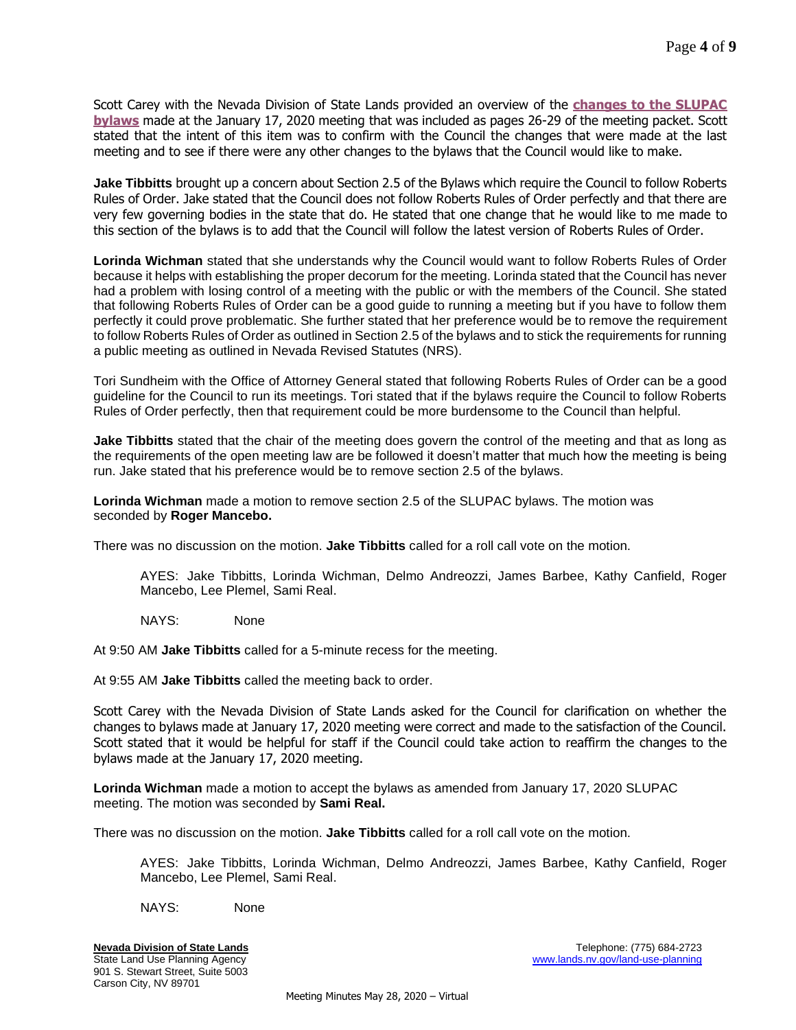Scott Carey with the Nevada Division of State Lands provided an overview of the **changes to the SLUPAC bylaws** made at the January 17, 2020 meeting that was included as pages 26-29 of the meeting packet. Scott stated that the intent of this item was to confirm with the Council the changes that were made at the last meeting and to see if there were any other changes to the bylaws that the Council would like to make.

**Jake Tibbitts** brought up a concern about Section 2.5 of the Bylaws which require the Council to follow Roberts Rules of Order. Jake stated that the Council does not follow Roberts Rules of Order perfectly and that there are very few governing bodies in the state that do. He stated that one change that he would like to me made to this section of the bylaws is to add that the Council will follow the latest version of Roberts Rules of Order.

**Lorinda Wichman** stated that she understands why the Council would want to follow Roberts Rules of Order because it helps with establishing the proper decorum for the meeting. Lorinda stated that the Council has never had a problem with losing control of a meeting with the public or with the members of the Council. She stated that following Roberts Rules of Order can be a good guide to running a meeting but if you have to follow them perfectly it could prove problematic. She further stated that her preference would be to remove the requirement to follow Roberts Rules of Order as outlined in Section 2.5 of the bylaws and to stick the requirements for running a public meeting as outlined in Nevada Revised Statutes (NRS).

Tori Sundheim with the Office of Attorney General stated that following Roberts Rules of Order can be a good guideline for the Council to run its meetings. Tori stated that if the bylaws require the Council to follow Roberts Rules of Order perfectly, then that requirement could be more burdensome to the Council than helpful.

**Jake Tibbitts** stated that the chair of the meeting does govern the control of the meeting and that as long as the requirements of the open meeting law are be followed it doesn't matter that much how the meeting is being run. Jake stated that his preference would be to remove section 2.5 of the bylaws.

**Lorinda Wichman** made a motion to remove section 2.5 of the SLUPAC bylaws. The motion was seconded by **Roger Mancebo.**

There was no discussion on the motion. **Jake Tibbitts** called for a roll call vote on the motion.

AYES: Jake Tibbitts, Lorinda Wichman, Delmo Andreozzi, James Barbee, Kathy Canfield, Roger Mancebo, Lee Plemel, Sami Real.

NAYS: None

At 9:50 AM **Jake Tibbitts** called for a 5-minute recess for the meeting.

At 9:55 AM **Jake Tibbitts** called the meeting back to order.

Scott Carey with the Nevada Division of State Lands asked for the Council for clarification on whether the changes to bylaws made at January 17, 2020 meeting were correct and made to the satisfaction of the Council. Scott stated that it would be helpful for staff if the Council could take action to reaffirm the changes to the bylaws made at the January 17, 2020 meeting.

**Lorinda Wichman** made a motion to accept the bylaws as amended from January 17, 2020 SLUPAC meeting. The motion was seconded by **Sami Real.**

There was no discussion on the motion. **Jake Tibbitts** called for a roll call vote on the motion.

AYES: Jake Tibbitts, Lorinda Wichman, Delmo Andreozzi, James Barbee, Kathy Canfield, Roger Mancebo, Lee Plemel, Sami Real.

NAYS: None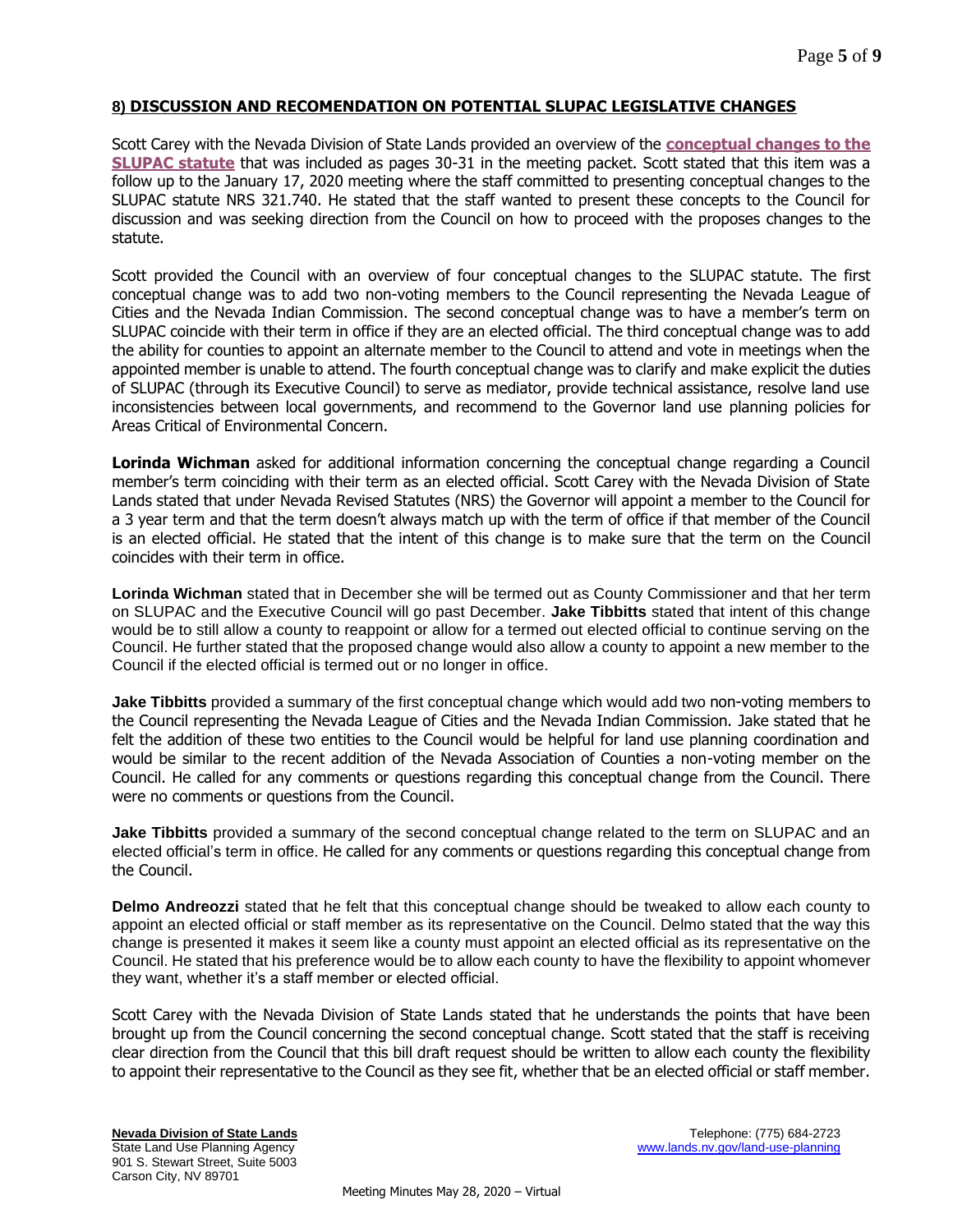### 8) DISCUSSION AND RECOMENDATION ON POTENTIAL SLUPAC LEGISLATIVE CHANGES

Scott Carey with the Nevada Division of State Lands provided an overview of the **conceptual changes to the SLUPAC statute** that was included as pages 30-31 in the meeting packet. Scott stated that this item was a follow up to the January 17, 2020 meeting where the staff committed to presenting conceptual changes to the SLUPAC statute NRS 321.740. He stated that the staff wanted to present these concepts to the Council for discussion and was seeking direction from the Council on how to proceed with the proposes changes to the statute.

Scott provided the Council with an overview of four conceptual changes to the SLUPAC statute. The first conceptual change was to add two non-voting members to the Council representing the Nevada League of Cities and the Nevada Indian Commission. The second conceptual change was to have a member's term on SLUPAC coincide with their term in office if they are an elected official. The third conceptual change was to add the ability for counties to appoint an alternate member to the Council to attend and vote in meetings when the appointed member is unable to attend. The fourth conceptual change was to clarify and make explicit the duties of SLUPAC (through its Executive Council) to serve as mediator, provide technical assistance, resolve land use inconsistencies between local governments, and recommend to the Governor land use planning policies for Areas Critical of Environmental Concern.

**Lorinda Wichman** asked for additional information concerning the conceptual change regarding a Council member's term coinciding with their term as an elected official. Scott Carey with the Nevada Division of State Lands stated that under Nevada Revised Statutes (NRS) the Governor will appoint a member to the Council for a 3 year term and that the term doesn't always match up with the term of office if that member of the Council is an elected official. He stated that the intent of this change is to make sure that the term on the Council coincides with their term in office.

**Lorinda Wichman** stated that in December she will be termed out as County Commissioner and that her term on SLUPAC and the Executive Council will go past December. **Jake Tibbitts** stated that intent of this change would be to still allow a county to reappoint or allow for a termed out elected official to continue serving on the Council. He further stated that the proposed change would also allow a county to appoint a new member to the Council if the elected official is termed out or no longer in office.

**Jake Tibbitts** provided a summary of the first conceptual change which would add two non-voting members to the Council representing the Nevada League of Cities and the Nevada Indian Commission. Jake stated that he felt the addition of these two entities to the Council would be helpful for land use planning coordination and would be similar to the recent addition of the Nevada Association of Counties a non-voting member on the Council. He called for any comments or questions regarding this conceptual change from the Council. There were no comments or questions from the Council.

**Jake Tibbitts** provided a summary of the second conceptual change related to the term on SLUPAC and an elected official's term in office. He called for any comments or questions regarding this conceptual change from the Council.

**Delmo Andreozzi** stated that he felt that this conceptual change should be tweaked to allow each county to appoint an elected official or staff member as its representative on the Council. Delmo stated that the way this change is presented it makes it seem like a county must appoint an elected official as its representative on the Council. He stated that his preference would be to allow each county to have the flexibility to appoint whomever they want, whether it's a staff member or elected official.

Scott Carey with the Nevada Division of State Lands stated that he understands the points that have been brought up from the Council concerning the second conceptual change. Scott stated that the staff is receiving clear direction from the Council that this bill draft request should be written to allow each county the flexibility to appoint their representative to the Council as they see fit, whether that be an elected official or staff member.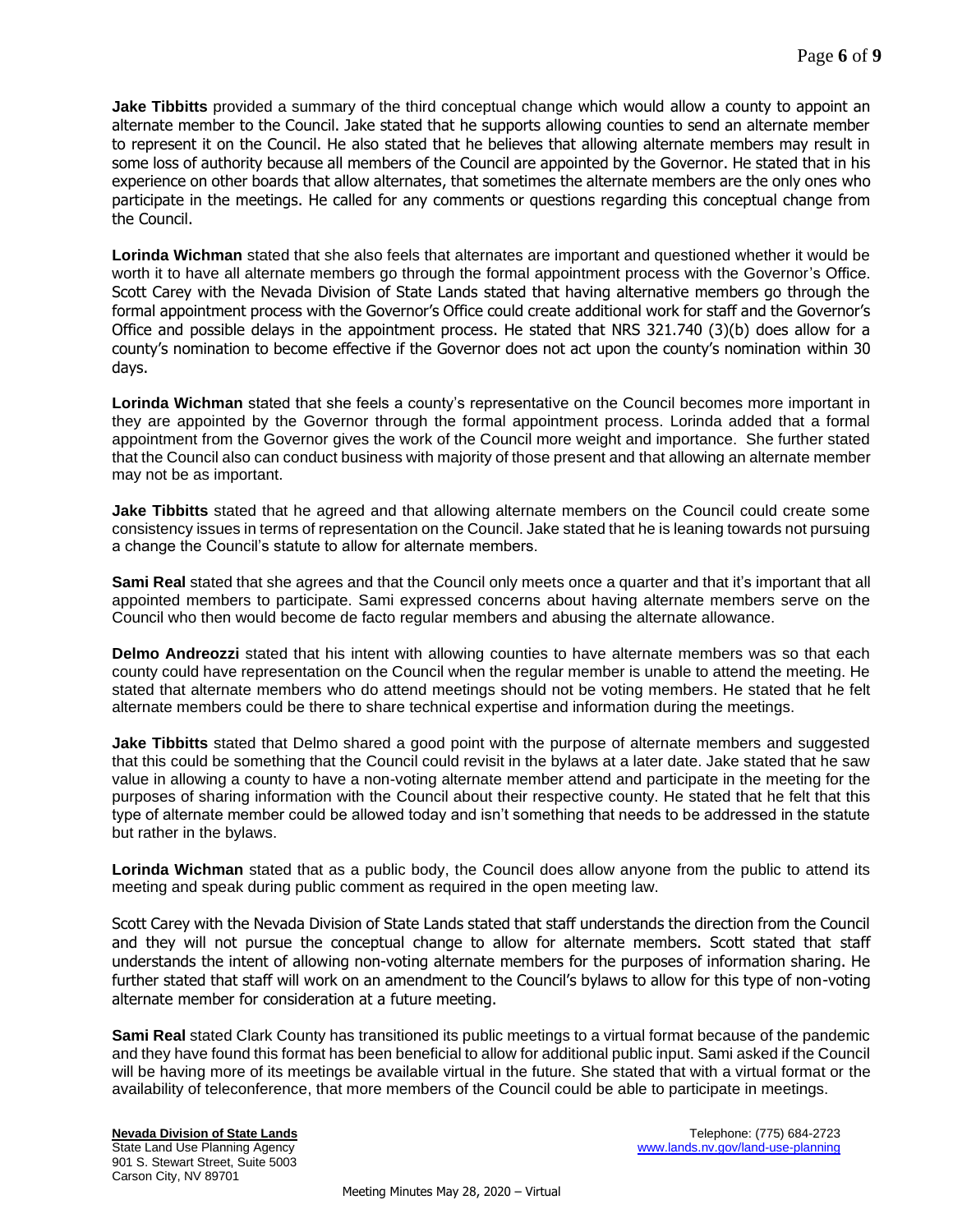**Jake Tibbitts** provided a summary of the third conceptual change which would allow a county to appoint an alternate member to the Council. Jake stated that he supports allowing counties to send an alternate member to represent it on the Council. He also stated that he believes that allowing alternate members may result in some loss of authority because all members of the Council are appointed by the Governor. He stated that in his experience on other boards that allow alternates, that sometimes the alternate members are the only ones who participate in the meetings. He called for any comments or questions regarding this conceptual change from the Council.

**Lorinda Wichman** stated that she also feels that alternates are important and questioned whether it would be worth it to have all alternate members go through the formal appointment process with the Governor's Office. Scott Carey with the Nevada Division of State Lands stated that having alternative members go through the formal appointment process with the Governor's Office could create additional work for staff and the Governor's Office and possible delays in the appointment process. He stated that NRS 321.740 (3)(b) does allow for a county's nomination to become effective if the Governor does not act upon the county's nomination within 30 days.

**Lorinda Wichman** stated that she feels a county's representative on the Council becomes more important in they are appointed by the Governor through the formal appointment process. Lorinda added that a formal appointment from the Governor gives the work of the Council more weight and importance. She further stated that the Council also can conduct business with majority of those present and that allowing an alternate member may not be as important.

**Jake Tibbitts** stated that he agreed and that allowing alternate members on the Council could create some consistency issues in terms of representation on the Council. Jake stated that he is leaning towards not pursuing a change the Council's statute to allow for alternate members.

**Sami Real** stated that she agrees and that the Council only meets once a quarter and that it's important that all appointed members to participate. Sami expressed concerns about having alternate members serve on the Council who then would become de facto regular members and abusing the alternate allowance.

**Delmo Andreozzi** stated that his intent with allowing counties to have alternate members was so that each county could have representation on the Council when the regular member is unable to attend the meeting. He stated that alternate members who do attend meetings should not be voting members. He stated that he felt alternate members could be there to share technical expertise and information during the meetings.

**Jake Tibbitts** stated that Delmo shared a good point with the purpose of alternate members and suggested that this could be something that the Council could revisit in the bylaws at a later date. Jake stated that he saw value in allowing a county to have a non-voting alternate member attend and participate in the meeting for the purposes of sharing information with the Council about their respective county. He stated that he felt that this type of alternate member could be allowed today and isn't something that needs to be addressed in the statute but rather in the bylaws.

**Lorinda Wichman** stated that as a public body, the Council does allow anyone from the public to attend its meeting and speak during public comment as required in the open meeting law.

Scott Carey with the Nevada Division of State Lands stated that staff understands the direction from the Council and they will not pursue the conceptual change to allow for alternate members. Scott stated that staff understands the intent of allowing non-voting alternate members for the purposes of information sharing. He further stated that staff will work on an amendment to the Council's bylaws to allow for this type of non-voting alternate member for consideration at a future meeting.

**Sami Real** stated Clark County has transitioned its public meetings to a virtual format because of the pandemic and they have found this format has been beneficial to allow for additional public input. Sami asked if the Council will be having more of its meetings be available virtual in the future. She stated that with a virtual format or the availability of teleconference, that more members of the Council could be able to participate in meetings.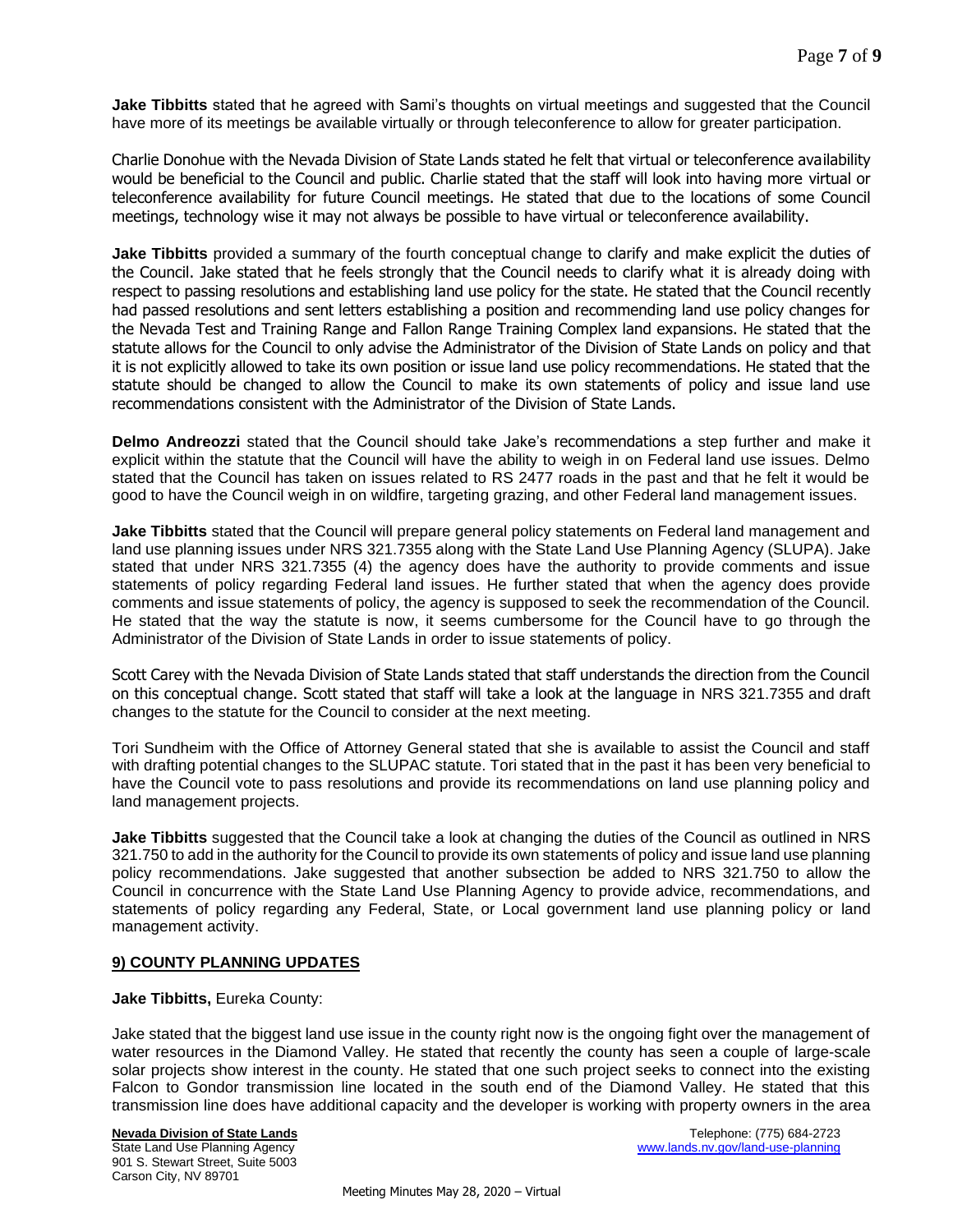**Jake Tibbitts** stated that he agreed with Sami's thoughts on virtual meetings and suggested that the Council have more of its meetings be available virtually or through teleconference to allow for greater participation.

Charlie Donohue with the Nevada Division of State Lands stated he felt that virtual or teleconference availability would be beneficial to the Council and public. Charlie stated that the staff will look into having more virtual or teleconference availability for future Council meetings. He stated that due to the locations of some Council meetings, technology wise it may not always be possible to have virtual or teleconference availability.

**Jake Tibbitts** provided a summary of the fourth conceptual change to clarify and make explicit the duties of the Council. Jake stated that he feels strongly that the Council needs to clarify what it is already doing with respect to passing resolutions and establishing land use policy for the state. He stated that the Council recently had passed resolutions and sent letters establishing a position and recommending land use policy changes for the Nevada Test and Training Range and Fallon Range Training Complex land expansions. He stated that the statute allows for the Council to only advise the Administrator of the Division of State Lands on policy and that it is not explicitly allowed to take its own position or issue land use policy recommendations. He stated that the statute should be changed to allow the Council to make its own statements of policy and issue land use recommendations consistent with the Administrator of the Division of State Lands.

**Delmo Andreozzi** stated that the Council should take Jake's recommendations a step further and make it explicit within the statute that the Council will have the ability to weigh in on Federal land use issues. Delmo stated that the Council has taken on issues related to RS 2477 roads in the past and that he felt it would be good to have the Council weigh in on wildfire, targeting grazing, and other Federal land management issues.

**Jake Tibbitts** stated that the Council will prepare general policy statements on Federal land management and land use planning issues under NRS 321.7355 along with the State Land Use Planning Agency (SLUPA). Jake stated that under NRS 321.7355 (4) the agency does have the authority to provide comments and issue statements of policy regarding Federal land issues. He further stated that when the agency does provide comments and issue statements of policy, the agency is supposed to seek the recommendation of the Council. He stated that the way the statute is now, it seems cumbersome for the Council have to go through the Administrator of the Division of State Lands in order to issue statements of policy.

Scott Carey with the Nevada Division of State Lands stated that staff understands the direction from the Council on this conceptual change. Scott stated that staff will take a look at the language in NRS 321.7355 and draft changes to the statute for the Council to consider at the next meeting.

Tori Sundheim with the Office of Attorney General stated that she is available to assist the Council and staff with drafting potential changes to the SLUPAC statute. Tori stated that in the past it has been very beneficial to have the Council vote to pass resolutions and provide its recommendations on land use planning policy and land management projects.

**Jake Tibbitts** suggested that the Council take a look at changing the duties of the Council as outlined in NRS 321.750 to add in the authority for the Council to provide its own statements of policy and issue land use planning policy recommendations. Jake suggested that another subsection be added to NRS 321.750 to allow the Council in concurrence with the State Land Use Planning Agency to provide advice, recommendations, and statements of policy regarding any Federal, State, or Local government land use planning policy or land management activity.

## 9) COUNTY PLANNING UPDATES

**Jake Tibbitts,** Eureka County:

Jake stated that the biggest land use issue in the county right now is the ongoing fight over the management of water resources in the Diamond Valley. He stated that recently the county has seen a couple of large-scale solar projects show interest in the county. He stated that one such project seeks to connect into the existing Falcon to Gondor transmission line located in the south end of the Diamond Valley. He stated that this transmission line does have additional capacity and the developer is working with property owners in the area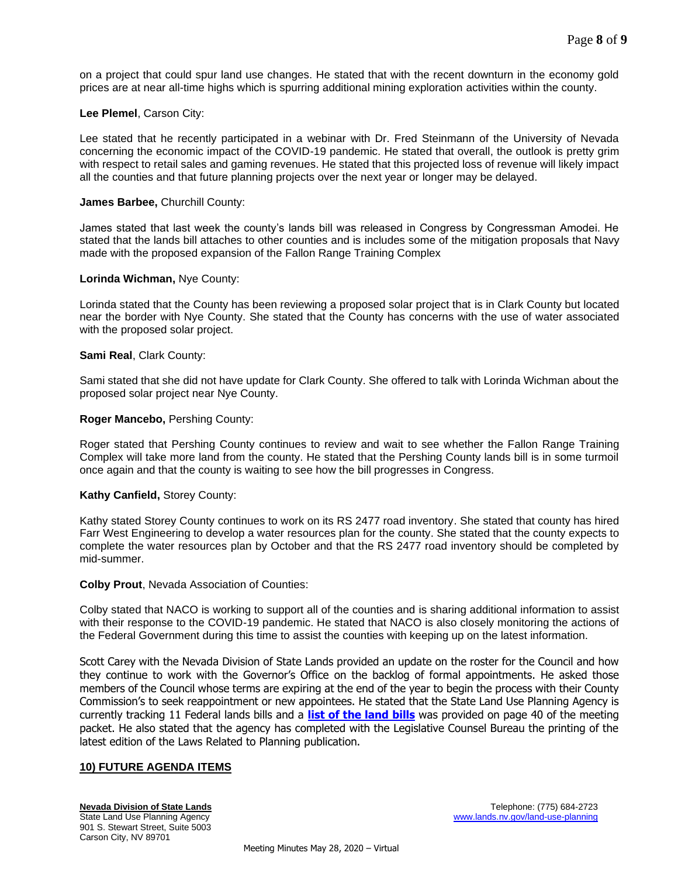on a project that could spur land use changes. He stated that with the recent downturn in the economy gold prices are at near all-time highs which is spurring additional mining exploration activities within the county.

**Lee Plemel**, Carson City:

Lee stated that he recently participated in a webinar with Dr. Fred Steinmann of the University of Nevada concerning the economic impact of the COVID-19 pandemic. He stated that overall, the outlook is pretty grim with respect to retail sales and gaming revenues. He stated that this projected loss of revenue will likely impact all the counties and that future planning projects over the next year or longer may be delayed.

**James Barbee,** Churchill County:

James stated that last week the county's lands bill was released in Congress by Congressman Amodei. He stated that the lands bill attaches to other counties and is includes some of the mitigation proposals that Navy made with the proposed expansion of the Fallon Range Training Complex

**Lorinda Wichman,** Nye County:

Lorinda stated that the County has been reviewing a proposed solar project that is in Clark County but located near the border with Nye County. She stated that the County has concerns with the use of water associated with the proposed solar project.

**Sami Real**, Clark County:

Sami stated that she did not have update for Clark County. She offered to talk with Lorinda Wichman about the proposed solar project near Nye County.

**Roger Mancebo,** Pershing County:

Roger stated that Pershing County continues to review and wait to see whether the Fallon Range Training Complex will take more land from the county. He stated that the Pershing County lands bill is in some turmoil once again and that the county is waiting to see how the bill progresses in Congress.

**Kathy Canfield,** Storey County:

Kathy stated Storey County continues to work on its RS 2477 road inventory. She stated that county has hired Farr West Engineering to develop a water resources plan for the county. She stated that the county expects to complete the water resources plan by October and that the RS 2477 road inventory should be completed by mid-summer.

**Colby Prout**, Nevada Association of Counties:

Colby stated that NACO is working to support all of the counties and is sharing additional information to assist with their response to the COVID-19 pandemic. He stated that NACO is also closely monitoring the actions of the Federal Government during this time to assist the counties with keeping up on the latest information.

Scott Carey with the Nevada Division of State Lands provided an update on the roster for the Council and how they continue to work with the Governor's Office on the backlog of formal appointments. He asked those members of the Council whose terms are expiring at the end of the year to begin the process with their County Commission's to seek reappointment or new appointees. He stated that the State Land Use Planning Agency is currently tracking 11 Federal lands bills and a **list of the land bills** was provided on page 40 of the meeting packet. He also stated that the agency has completed with the Legislative Counsel Bureau the printing of the latest edition of the Laws Related to Planning publication.

## 10) FUTURE AGENDA ITEMS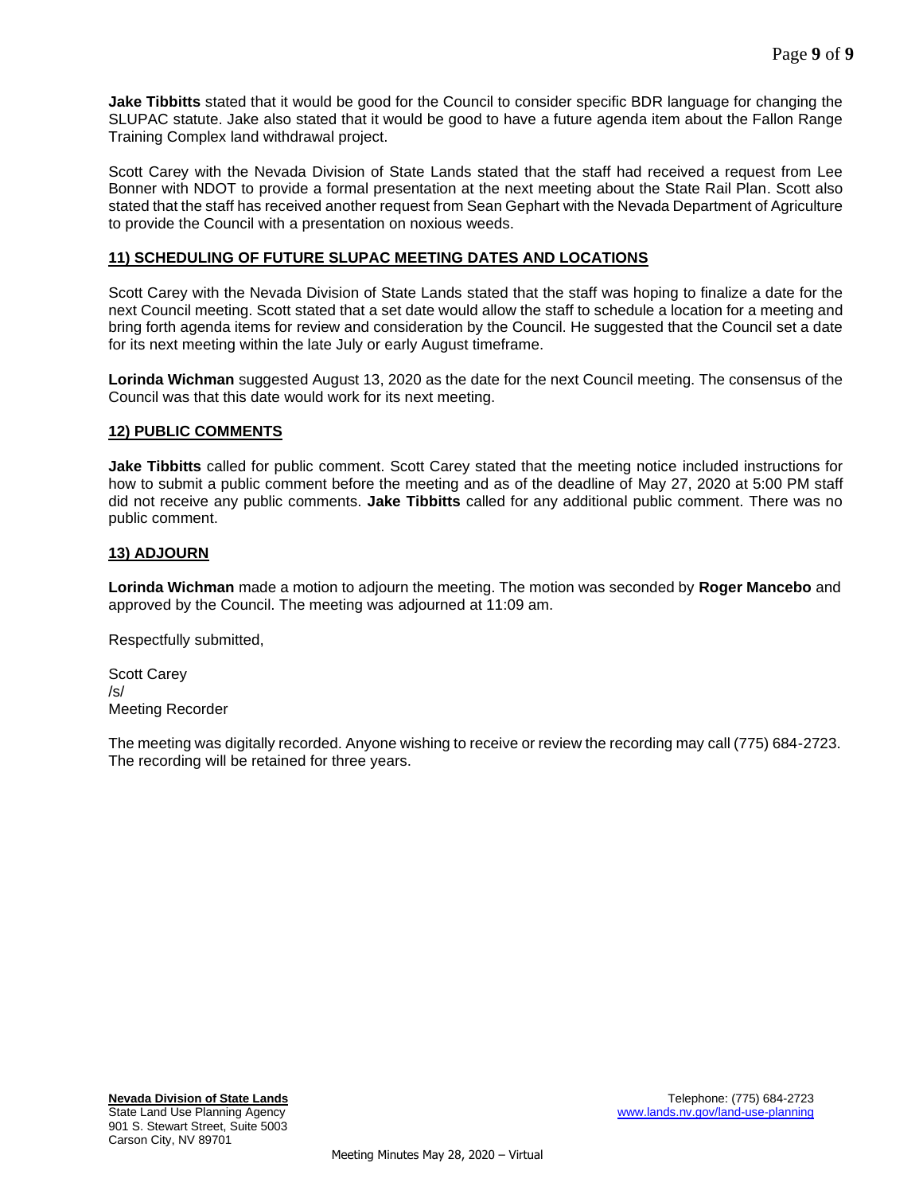**Jake Tibbitts** stated that it would be good for the Council to consider specific BDR language for changing the SLUPAC statute. Jake also stated that it would be good to have a future agenda item about the Fallon Range Training Complex land withdrawal project.

Scott Carey with the Nevada Division of State Lands stated that the staff had received a request from Lee Bonner with NDOT to provide a formal presentation at the next meeting about the State Rail Plan. Scott also stated that the staff has received another request from Sean Gephart with the Nevada Department of Agriculture to provide the Council with a presentation on noxious weeds.

## 11) SCHEDULING OF FUTURE SLUPAC MEETING DATES AND LOCATIONS

Scott Carey with the Nevada Division of State Lands stated that the staff was hoping to finalize a date for the next Council meeting. Scott stated that a set date would allow the staff to schedule a location for a meeting and bring forth agenda items for review and consideration by the Council. He suggested that the Council set a date for its next meeting within the late July or early August timeframe.

**Lorinda Wichman** suggested August 13, 2020 as the date for the next Council meeting. The consensus of the Council was that this date would work for its next meeting.

## 12) PUBLIC COMMENTS

**Jake Tibbitts** called for public comment. Scott Carey stated that the meeting notice included instructions for how to submit a public comment before the meeting and as of the deadline of May 27, 2020 at 5:00 PM staff did not receive any public comments. **Jake Tibbitts** called for any additional public comment. There was no public comment.

## 13) ADJOURN

**Lorinda Wichman** made a motion to adjourn the meeting. The motion was seconded by **Roger Mancebo** and approved by the Council. The meeting was adjourned at 11:09 am.

Respectfully submitted,

Scott Carey
/s/
Meeting Recorder

The meeting was digitally recorded. Anyone wishing to receive or review the recording may call (775) 684-2723. The recording will be retained for three years.